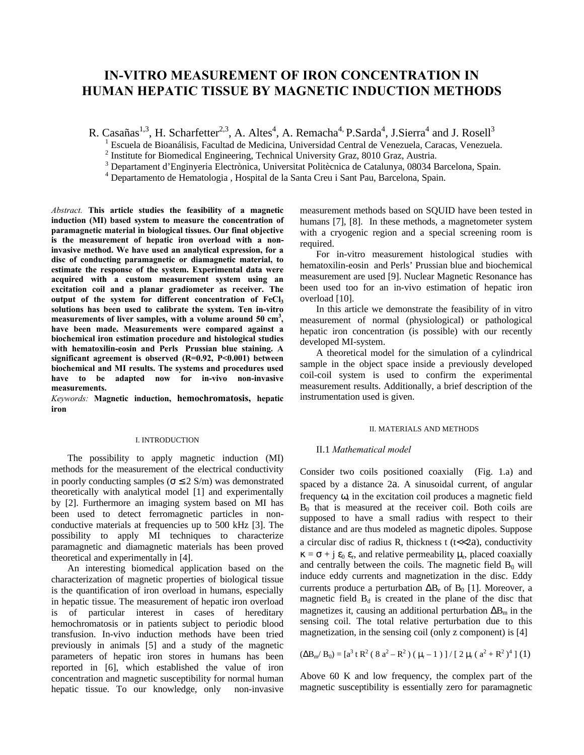# IN-VITRO MEASUREMENT OF IRON CONCENTRATION IN HUMAN HEPATIC TISSUE BY MAGNETIC INDUCTION METHODS

R. Casañas[1,3], H. Scharfetter[2,3], A. Altes[4], A. Remacha[4], P.Sarda[4], J.Sierra[4] and J. Rosell[3]

[1] Escuela de Bioanálisis, Facultad de Medicina, Universidad Central de Venezuela, Caracas, Venezuela.
[2] Institute for Biomedical Engineering, Technical University Graz, 8010 Graz, Austria.
[3] Departament d'Enginyeria Electrònica, Universitat Politècnica de Catalunya, 08034 Barcelona, Spain.
[4] Departamento de Hematologia , Hospital de la Santa Creu i Sant Pau, Barcelona, Spain.

*Abstract.* **This article studies the feasibility of a magnetic induction (MI) based system to measure the concentration of paramagnetic material in biological tissues. Our final objective is the measurement of hepatic iron overload with a non-invasive method. We have used an analytical expression, for a disc of conducting paramagnetic or diamagnetic material, to estimate the response of the system. Experimental data were acquired with a custom measurement system using an excitation coil and a planar gradiometer as receiver. The output of the system for different concentration of $FeCl_3$ solutions has been used to calibrate the system. Ten in-vitro measurements of liver samples, with a volume around 50 $cm^3$, have been made. Measurements were compared against a biochemical iron estimation procedure and histological studies with hematoxilin-eosin and Perls Prussian blue staining. A significant agreement is observed ($R=0.92$, $P<0.001$) between biochemical and MI results. The systems and procedures used have to be adapted now for in-vivo non-invasive measurements.**

*Keywords:* **Magnetic induction, hemochromatosis, hepatic iron**

## I. INTRODUCTION

The possibility to apply magnetic induction (MI) methods for the measurement of the electrical conductivity in poorly conducting samples ($\sigma \leq 2$ S/m) was demonstrated theoretically with analytical model [1] and experimentally by [2]. Furthermore an imaging system based on MI has been used to detect ferromagnetic particles in non-conductive materials at frequencies up to 500 kHz [3]. The possibility to apply MI techniques to characterize paramagnetic and diamagnetic materials has been proved theoretical and experimentally in [4].

An interesting biomedical application based on the characterization of magnetic properties of biological tissue is the quantification of iron overload in humans, especially in hepatic tissue. The measurement of hepatic iron overload is of particular interest in cases of hereditary hemochromatosis or in patients subject to periodic blood transfusion. In-vivo induction methods have been tried previously in animals [5] and a study of the magnetic parameters of hepatic iron stores in humans has been reported in [6], which established the value of iron concentration and magnetic susceptibility for normal human hepatic tissue. To our knowledge, only non-invasive measurement methods based on SQUID have been tested in humans [7], [8]. In these methods, a magnetometer system with a cryogenic region and a special screening room is required.

For in-vitro measurement histological studies with hematoxilin-eosin and Perls' Prussian blue and biochemical measurement are used [9]. Nuclear Magnetic Resonance has been used too for an in-vivo estimation of hepatic iron overload [10].

In this article we demonstrate the feasibility of in vitro measurement of normal (physiological) or pathological hepatic iron concentration (is possible) with our recently developed MI-system.

A theoretical model for the simulation of a cylindrical sample in the object space inside a previously developed coil-coil system is used to confirm the experimental measurement results. Additionally, a brief description of the instrumentation used is given.

## II. MATERIALS AND METHODS

### II.1 *Mathematical model*

Consider two coils positioned coaxially (Fig. 1.a) and spaced by a distance $2a$. A sinusoidal current, of angular frequency $\omega$, in the excitation coil produces a magnetic field $B_0$ that is measured at the receiver coil. Both coils are supposed to have a small radius with respect to their distance and are thus modeled as magnetic dipoles. Suppose a circular disc of radius R, thickness t ($t \ll 2a$), conductivity $\kappa = \sigma + j\,\varepsilon_0\,\varepsilon_r$, and relative permeability $\mu_r$, placed coaxially and centrally between the coils. The magnetic field $B_0$ will induce eddy currents and magnetization in the disc. Eddy currents produce a perturbation $\Delta B_e$ of $B_0$ [1]. Moreover, a magnetic field $B_d$ is created in the plane of the disc that magnetizes it, causing an additional perturbation $\Delta B_m$ in the sensing coil. The total relative perturbation due to this magnetization, in the sensing coil (only z component) is [4]

$$(\Delta B_m / B_0) = [a^3\, t\, R^2\, (8a^2 - R^2)\, (\mu_r - 1)] / [2\, \mu_r\, (a^2 + R^2)^4] \quad (1)$$

Above 60 K and low frequency, the complex part of the magnetic susceptibility is essentially zero for paramagnetic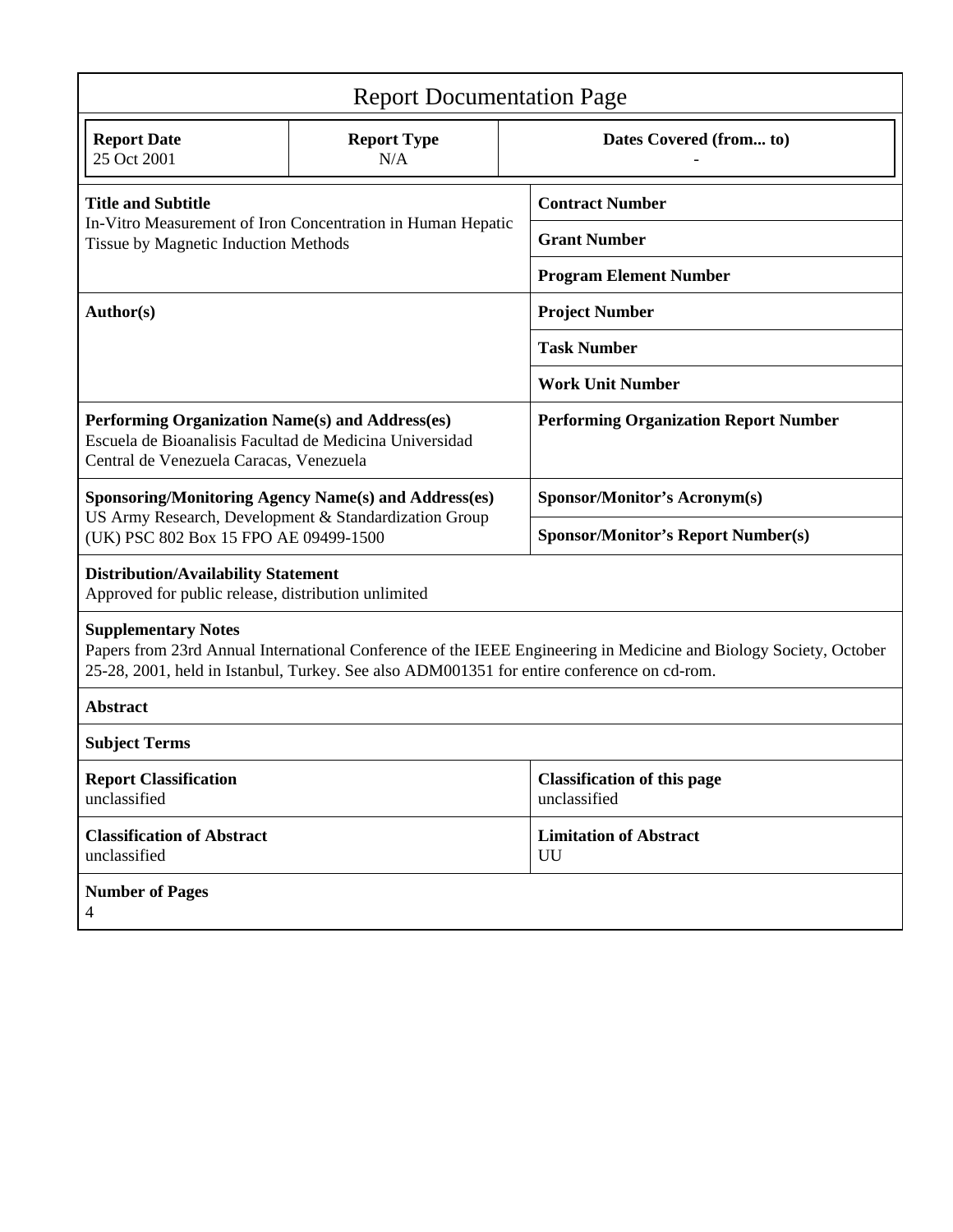# Report Documentation Page

| **Report Date** | **Report Type** | **Dates Covered (from... to)** |
|---|---|---|
| 25 Oct 2001 | N/A | - |

| | |
|---|---|
| **Title and Subtitle**<br>In-Vitro Measurement of Iron Concentration in Human Hepatic Tissue by Magnetic Induction Methods | **Contract Number** |
| | **Grant Number** |
| | **Program Element Number** |
| **Author(s)** | **Project Number** |
| | **Task Number** |
| | **Work Unit Number** |
| **Performing Organization Name(s) and Address(es)**<br>Escuela de Bioanalisis Facultad de Medicina Universidad Central de Venezuela Caracas, Venezuela | **Performing Organization Report Number** |
| **Sponsoring/Monitoring Agency Name(s) and Address(es)**<br>US Army Research, Development & Standardization Group (UK) PSC 802 Box 15 FPO AE 09499-1500 | **Sponsor/Monitor's Acronym(s)** |
| | **Sponsor/Monitor's Report Number(s)** |

**Distribution/Availability Statement**
Approved for public release, distribution unlimited

**Supplementary Notes**
Papers from 23rd Annual International Conference of the IEEE Engineering in Medicine and Biology Society, October 25-28, 2001, held in Istanbul, Turkey. See also ADM001351 for entire conference on cd-rom.

**Abstract**

**Subject Terms**

| | |
|---|---|
| **Report Classification**<br>unclassified | **Classification of this page**<br>unclassified |
| **Classification of Abstract**<br>unclassified | **Limitation of Abstract**<br>UU |

**Number of Pages**
4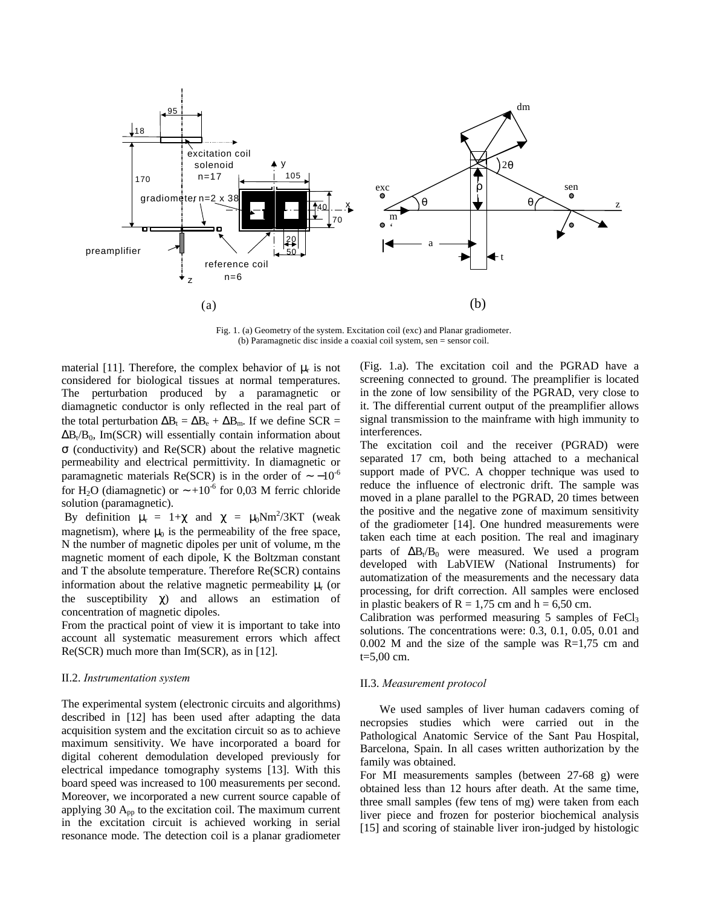Fig. 1. (a) Geometry of the system. Excitation coil (exc) and Planar gradiometer. (b) Paramagnetic disc inside a coaxial coil system, sen = sensor coil.

material [11]. Therefore, the complex behavior of $\mu_r$ is not considered for biological tissues at normal temperatures. The perturbation produced by a paramagnetic or diamagnetic conductor is only reflected in the real part of the total perturbation $\Delta B_t = \Delta B_e + \Delta B_m$. If we define SCR = $\Delta B_t/B_0$, Im(SCR) will essentially contain information about $\sigma$ (conductivity) and Re(SCR) about the relative magnetic permeability and electrical permittivity. In diamagnetic or paramagnetic materials Re(SCR) is in the order of $\sim -10^{-6}$ for $H_2O$ (diamagnetic) or $\sim +10^{-6}$ for 0,03 M ferric chloride solution (paramagnetic).

By definition $\mu_r = 1+\chi$ and $\chi = \mu_0 N m^2/3KT$ (weak magnetism), where $\mu_0$ is the permeability of the free space, N the number of magnetic dipoles per unit of volume, m the magnetic moment of each dipole, K the Boltzman constant and T the absolute temperature. Therefore Re(SCR) contains information about the relative magnetic permeability $\mu_r$ (or the susceptibility $\chi$) and allows an estimation of concentration of magnetic dipoles.

From the practical point of view it is important to take into account all systematic measurement errors which affect Re(SCR) much more than Im(SCR), as in [12].

### II.2. *Instrumentation system*

The experimental system (electronic circuits and algorithms) described in [12] has been used after adapting the data acquisition system and the excitation circuit so as to achieve maximum sensitivity. We have incorporated a board for digital coherent demodulation developed previously for electrical impedance tomography systems [13]. With this board speed was increased to 100 measurements per second. Moreover, we incorporated a new current source capable of applying 30 $A_{pp}$ to the excitation coil. The maximum current in the excitation circuit is achieved working in serial resonance mode. The detection coil is a planar gradiometer (Fig. 1.a). The excitation coil and the PGRAD have a screening connected to ground. The preamplifier is located in the zone of low sensibility of the PGRAD, very close to it. The differential current output of the preamplifier allows signal transmission to the mainframe with high immunity to interferences.

The excitation coil and the receiver (PGRAD) were separated 17 cm, both being attached to a mechanical support made of PVC. A chopper technique was used to reduce the influence of electronic drift. The sample was moved in a plane parallel to the PGRAD, 20 times between the positive and the negative zone of maximum sensitivity of the gradiometer [14]. One hundred measurements were taken each time at each position. The real and imaginary parts of $\Delta B_t/B_0$ were measured. We used a program developed with LabVIEW (National Instruments) for automatization of the measurements and the necessary data processing, for drift correction. All samples were enclosed in plastic beakers of R = 1,75 cm and h = 6,50 cm.

Calibration was performed measuring 5 samples of $FeCl_3$ solutions. The concentrations were: 0.3, 0.1, 0.05, 0.01 and 0.002 M and the size of the sample was R=1,75 cm and t=5,00 cm.

### II.3. *Measurement protocol*

We used samples of liver human cadavers coming of necropsies studies which were carried out in the Pathological Anatomic Service of the Sant Pau Hospital, Barcelona, Spain. In all cases written authorization by the family was obtained.

For MI measurements samples (between 27-68 g) were obtained less than 12 hours after death. At the same time, three small samples (few tens of mg) were taken from each liver piece and frozen for posterior biochemical analysis [15] and scoring of stainable liver iron-judged by histologic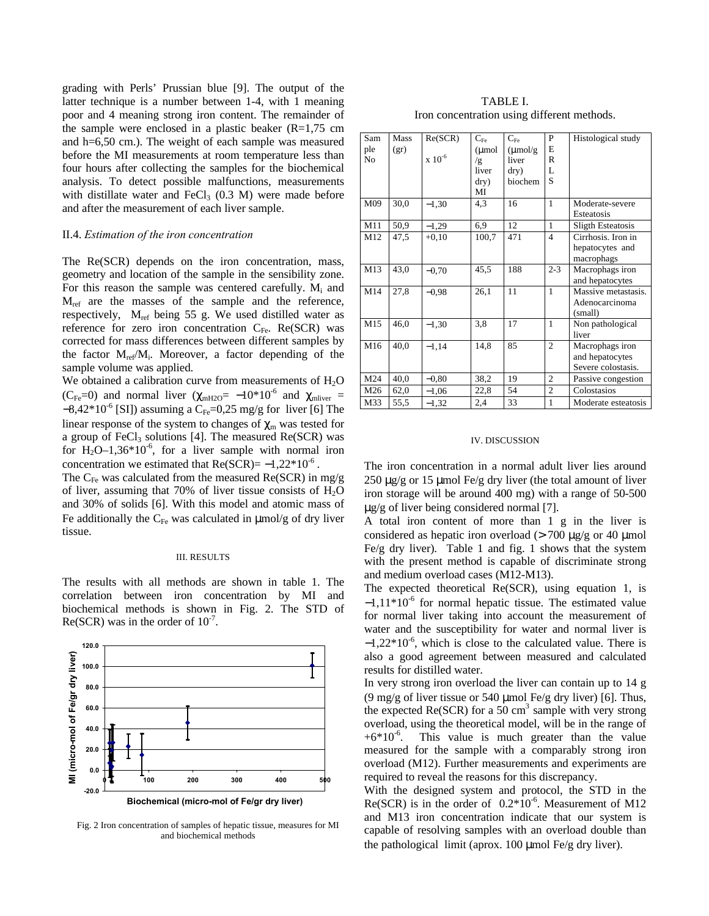grading with Perls' Prussian blue [9]. The output of the latter technique is a number between 1-4, with 1 meaning poor and 4 meaning strong iron content. The remainder of the sample were enclosed in a plastic beaker (R=1,75 cm and h=6,50 cm.). The weight of each sample was measured before the MI measurements at room temperature less than four hours after collecting the samples for the biochemical analysis. To detect possible malfunctions, measurements with distillate water and $FeCl_3$ (0.3 M) were made before and after the measurement of each liver sample.

### II.4. *Estimation of the iron concentration*

The Re(SCR) depends on the iron concentration, mass, geometry and location of the sample in the sensibility zone. For this reason the sample was centered carefully. $M_i$ and $M_{ref}$ are the masses of the sample and the reference, respectively, $M_{ref}$ being 55 g. We used distilled water as reference for zero iron concentration $C_{Fe}$. Re(SCR) was corrected for mass differences between different samples by the factor $M_{ref}/M_i$. Moreover, a factor depending of the sample volume was applied.

We obtained a calibration curve from measurements of $H_2O$ ($C_{Fe}$=0) and normal liver ($\chi_{mH2O}= -10*10^{-6}$ and $\chi_{mliver} = -8{,}42*10^{-6}$ [SI]) assuming a $C_{Fe}$=0,25 mg/g for liver [6] The linear response of the system to changes of $\chi_m$ was tested for a group of $FeCl_3$ solutions [4]. The measured Re(SCR) was for $H_2O$–$1{,}36*10^{-6}$, for a liver sample with normal iron concentration we estimated that Re(SCR)= $-1{,}22*10^{-6}$ .

The $C_{Fe}$ was calculated from the measured Re(SCR) in mg/g of liver, assuming that 70% of liver tissue consists of $H_2O$ and 30% of solids [6]. With this model and atomic mass of Fe additionally the $C_{Fe}$ was calculated in μmol/g of dry liver tissue.

## III. RESULTS

The results with all methods are shown in table 1. The correlation between iron concentration by MI and biochemical methods is shown in Fig. 2. The STD of Re(SCR) was in the order of $10^{-7}$.

Fig. 2 Iron concentration of samples of hepatic tissue, measures for MI and biochemical methods

TABLE I.
Iron concentration using different methods.

| Sample No | Mass (gr) | Re(SCR) x $10^{-6}$ | $C_{Fe}$ (μmol/g liver dry) MI | $C_{Fe}$ (μmol/g liver dry) biochem | PERLS | Histological study |
|---|---|---|---|---|---|---|
| M09 | 30,0 | −1,30 | 4,3 | 16 | 1 | Moderate-severe Esteatosis |
| M11 | 50,9 | −1,29 | 6,9 | 12 | 1 | Sligth Esteatosis |
| M12 | 47,5 | +0,10 | 100,7 | 471 | 4 | Cirrhosis. Iron in hepatocytes and macrophags |
| M13 | 43,0 | −0,70 | 45,5 | 188 | 2-3 | Macrophags iron and hepatocytes |
| M14 | 27,8 | −0,98 | 26,1 | 11 | 1 | Massive metastasis. Adenocarcinoma (small) |
| M15 | 46,0 | −1,30 | 3,8 | 17 | 1 | Non pathological liver |
| M16 | 40,0 | −1,14 | 14,8 | 85 | 2 | Macrophags iron and hepatocytes Severe colostasis. |
| M24 | 40,0 | −0,80 | 38,2 | 19 | 2 | Passive congestion |
| M26 | 62,0 | −1,06 | 22,8 | 54 | 2 | Colostasios |
| M33 | 55,5 | −1,32 | 2,4 | 33 | 1 | Moderate esteatosis |

## IV. DISCUSSION

The iron concentration in a normal adult liver lies around 250 μg/g or 15 μmol Fe/g dry liver (the total amount of liver iron storage will be around 400 mg) with a range of 50-500 μg/g of liver being considered normal [7].

A total iron content of more than 1 g in the liver is considered as hepatic iron overload (> 700 μg/g or 40 μmol Fe/g dry liver). Table 1 and fig. 1 shows that the system with the present method is capable of discriminate strong and medium overload cases (M12-M13).

The expected theoretical Re(SCR), using equation 1, is $-1{,}11*10^{-6}$ for normal hepatic tissue. The estimated value for normal liver taking into account the measurement of water and the susceptibility for water and normal liver is $-1{,}22*10^{-6}$, which is close to the calculated value. There is also a good agreement between measured and calculated results for distilled water.

In very strong iron overload the liver can contain up to 14 g (9 mg/g of liver tissue or 540 μmol Fe/g dry liver) [6]. Thus, the expected Re(SCR) for a 50 $cm^3$ sample with very strong overload, using the theoretical model, will be in the range of $+6*10^{-6}$. This value is much greater than the value measured for the sample with a comparably strong iron overload (M12). Further measurements and experiments are required to reveal the reasons for this discrepancy.

With the designed system and protocol, the STD in the Re(SCR) is in the order of $0.2*10^{-6}$. Measurement of M12 and M13 iron concentration indicate that our system is capable of resolving samples with an overload double than the pathological limit (aprox. 100 μmol Fe/g dry liver).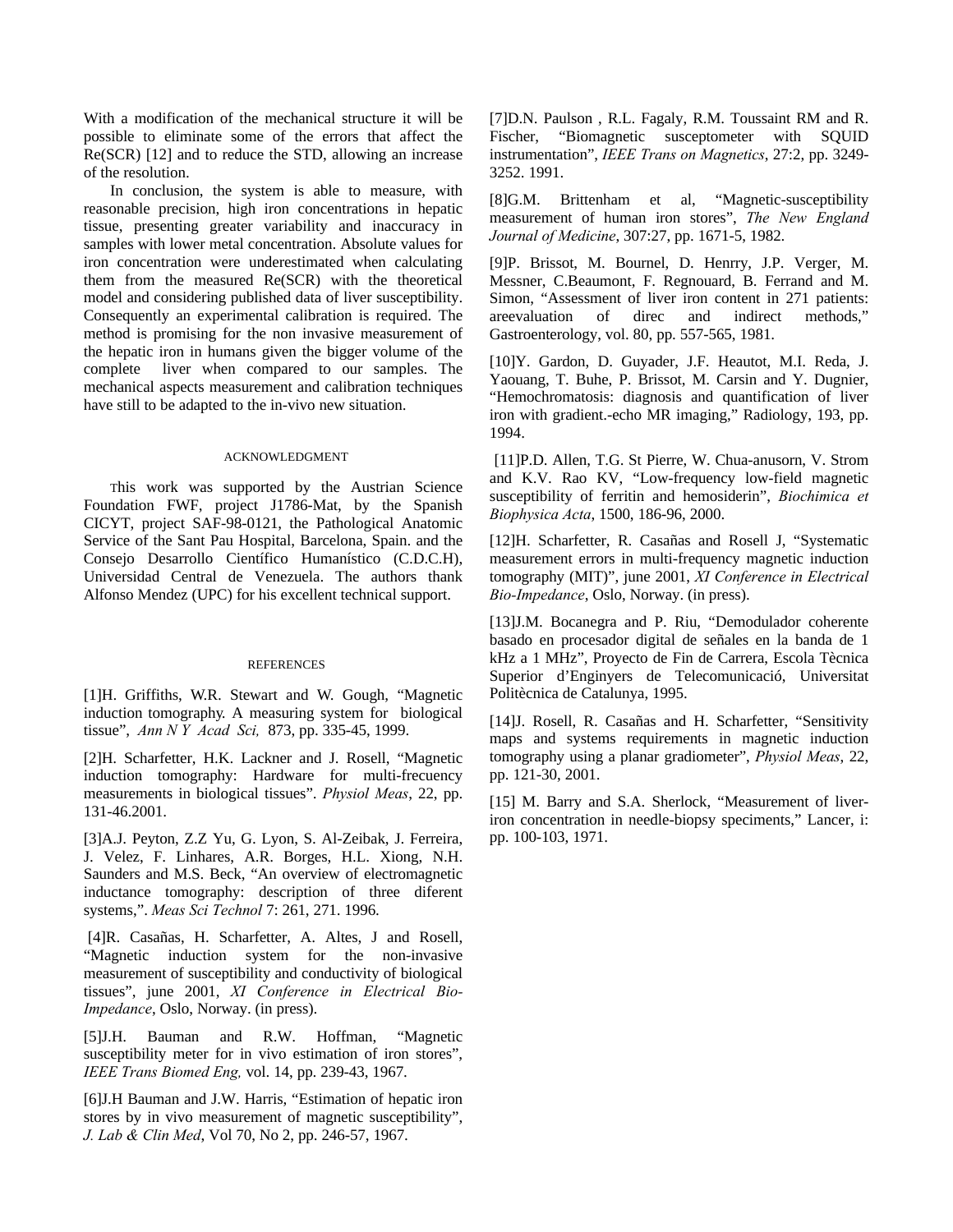With a modification of the mechanical structure it will be possible to eliminate some of the errors that affect the Re(SCR) [12] and to reduce the STD, allowing an increase of the resolution.

In conclusion, the system is able to measure, with reasonable precision, high iron concentrations in hepatic tissue, presenting greater variability and inaccuracy in samples with lower metal concentration. Absolute values for iron concentration were underestimated when calculating them from the measured Re(SCR) with the theoretical model and considering published data of liver susceptibility. Consequently an experimental calibration is required. The method is promising for the non invasive measurement of the hepatic iron in humans given the bigger volume of the complete liver when compared to our samples. The mechanical aspects measurement and calibration techniques have still to be adapted to the in-vivo new situation.

## ACKNOWLEDGMENT

This work was supported by the Austrian Science Foundation FWF, project J1786-Mat, by the Spanish CICYT, project SAF-98-0121, the Pathological Anatomic Service of the Sant Pau Hospital, Barcelona, Spain. and the Consejo Desarrollo Científico Humanístico (C.D.C.H), Universidad Central de Venezuela. The authors thank Alfonso Mendez (UPC) for his excellent technical support.

## REFERENCES

[1]H. Griffiths, W.R. Stewart and W. Gough, "Magnetic induction tomography. A measuring system for biological tissue", *Ann N Y Acad Sci,* 873, pp. 335-45, 1999.

[2]H. Scharfetter, H.K. Lackner and J. Rosell, "Magnetic induction tomography: Hardware for multi-frecuency measurements in biological tissues". *Physiol Meas*, 22, pp. 131-46.2001.

[3]A.J. Peyton, Z.Z Yu, G. Lyon, S. Al-Zeibak, J. Ferreira, J. Velez, F. Linhares, A.R. Borges, H.L. Xiong, N.H. Saunders and M.S. Beck, "An overview of electromagnetic inductance tomography: description of three diferent systems,". *Meas Sci Technol* 7: 261, 271. 1996.

[4]R. Casañas, H. Scharfetter, A. Altes, J and Rosell, "Magnetic induction system for the non-invasive measurement of susceptibility and conductivity of biological tissues", june 2001, *XI Conference in Electrical Bio-Impedance*, Oslo, Norway. (in press).

[5]J.H. Bauman and R.W. Hoffman, "Magnetic susceptibility meter for in vivo estimation of iron stores", *IEEE Trans Biomed Eng,* vol. 14, pp. 239-43, 1967.

[6]J.H Bauman and J.W. Harris, "Estimation of hepatic iron stores by in vivo measurement of magnetic susceptibility", *J. Lab & Clin Med*, Vol 70, No 2, pp. 246-57, 1967.

[7]D.N. Paulson , R.L. Fagaly, R.M. Toussaint RM and R. Fischer, "Biomagnetic susceptometer with SQUID instrumentation", *IEEE Trans on Magnetics*, 27:2, pp. 3249-3252. 1991.

[8]G.M. Brittenham et al, "Magnetic-susceptibility measurement of human iron stores", *The New England Journal of Medicine*, 307:27, pp. 1671-5, 1982.

[9]P. Brissot, M. Bournel, D. Henrry, J.P. Verger, M. Messner, C.Beaumont, F. Regnouard, B. Ferrand and M. Simon, "Assessment of liver iron content in 271 patients: areevaluation of direc and indirect methods," Gastroenterology, vol. 80, pp. 557-565, 1981.

[10]Y. Gardon, D. Guyader, J.F. Heautot, M.I. Reda, J. Yaouang, T. Buhe, P. Brissot, M. Carsin and Y. Dugnier, "Hemochromatosis: diagnosis and quantification of liver iron with gradient.-echo MR imaging," Radiology, 193, pp. 1994.

[11]P.D. Allen, T.G. St Pierre, W. Chua-anusorn, V. Strom and K.V. Rao KV, "Low-frequency low-field magnetic susceptibility of ferritin and hemosiderin", *Biochimica et Biophysica Acta*, 1500, 186-96, 2000.

[12]H. Scharfetter, R. Casañas and Rosell J, "Systematic measurement errors in multi-frequency magnetic induction tomography (MIT)", june 2001, *XI Conference in Electrical Bio-Impedance*, Oslo, Norway. (in press).

[13]J.M. Bocanegra and P. Riu, "Demodulador coherente basado en procesador digital de señales en la banda de 1 kHz a 1 MHz", Proyecto de Fin de Carrera, Escola Tècnica Superior d'Enginyers de Telecomunicació, Universitat Politècnica de Catalunya, 1995.

[14]J. Rosell, R. Casañas and H. Scharfetter, "Sensitivity maps and systems requirements in magnetic induction tomography using a planar gradiometer", *Physiol Meas*, 22, pp. 121-30, 2001.

[15] M. Barry and S.A. Sherlock, "Measurement of liver-iron concentration in needle-biopsy speciments," Lancer, i: pp. 100-103, 1971.